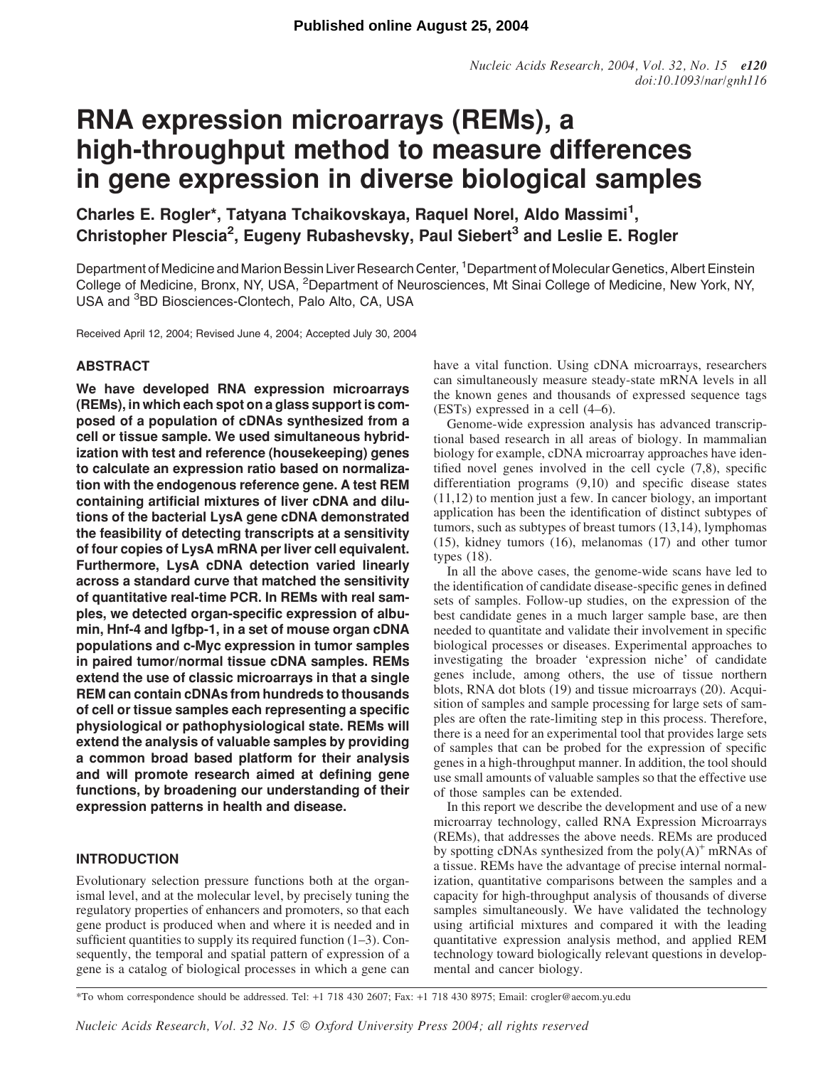Published online August 25, 2004

# RNA expression microarrays (REMs), a high-throughput method to measure differences in gene expression in diverse biological samples

Charles E. Rogler*, Tatyana Tchaikovskaya, Raquel Norel, Aldo Massimi[1], Christopher Plescia[2], Eugeny Rubashevsky, Paul Siebert[3] and Leslie E. Rogler

Department of Medicine and Marion Bessin Liver Research Center, [1]Department of Molecular Genetics, Albert Einstein College of Medicine, Bronx, NY, USA, [2]Department of Neurosciences, Mt Sinai College of Medicine, New York, NY, USA and [3]BD Biosciences-Clontech, Palo Alto, CA, USA

Received April 12, 2004; Revised June 4, 2004; Accepted July 30, 2004

## ABSTRACT

**We have developed RNA expression microarrays (REMs), in which each spot on a glass support is composed of a population of cDNAs synthesized from a cell or tissue sample. We used simultaneous hybridization with test and reference (housekeeping) genes to calculate an expression ratio based on normalization with the endogenous reference gene. A test REM containing artificial mixtures of liver cDNA and dilutions of the bacterial LysA gene cDNA demonstrated the feasibility of detecting transcripts at a sensitivity of four copies of LysA mRNA per liver cell equivalent. Furthermore, LysA cDNA detection varied linearly across a standard curve that matched the sensitivity of quantitative real-time PCR. In REMs with real samples, we detected organ-specific expression of albumin, Hnf-4 and Igfbp-1, in a set of mouse organ cDNA populations and c-Myc expression in tumor samples in paired tumor/normal tissue cDNA samples. REMs extend the use of classic microarrays in that a single REM can contain cDNAs from hundreds to thousands of cell or tissue samples each representing a specific physiological or pathophysiological state. REMs will extend the analysis of valuable samples by providing a common broad based platform for their analysis and will promote research aimed at defining gene functions, by broadening our understanding of their expression patterns in health and disease.**

## INTRODUCTION

Evolutionary selection pressure functions both at the organismal level, and at the molecular level, by precisely tuning the regulatory properties of enhancers and promoters, so that each gene product is produced when and where it is needed and in sufficient quantities to supply its required function (1–3). Consequently, the temporal and spatial pattern of expression of a gene is a catalog of biological processes in which a gene can have a vital function. Using cDNA microarrays, researchers can simultaneously measure steady-state mRNA levels in all the known genes and thousands of expressed sequence tags (ESTs) expressed in a cell (4–6).

Genome-wide expression analysis has advanced transcriptional based research in all areas of biology. In mammalian biology for example, cDNA microarray approaches have identified novel genes involved in the cell cycle (7,8), specific differentiation programs (9,10) and specific disease states (11,12) to mention just a few. In cancer biology, an important application has been the identification of distinct subtypes of tumors, such as subtypes of breast tumors (13,14), lymphomas (15), kidney tumors (16), melanomas (17) and other tumor types (18).

In all the above cases, the genome-wide scans have led to the identification of candidate disease-specific genes in defined sets of samples. Follow-up studies, on the expression of the best candidate genes in a much larger sample base, are then needed to quantitate and validate their involvement in specific biological processes or diseases. Experimental approaches to investigating the broader 'expression niche' of candidate genes include, among others, the use of tissue northern blots, RNA dot blots (19) and tissue microarrays (20). Acquisition of samples and sample processing for large sets of samples are often the rate-limiting step in this process. Therefore, there is a need for an experimental tool that provides large sets of samples that can be probed for the expression of specific genes in a high-throughput manner. In addition, the tool should use small amounts of valuable samples so that the effective use of those samples can be extended.

In this report we describe the development and use of a new microarray technology, called RNA Expression Microarrays (REMs), that addresses the above needs. REMs are produced by spotting cDNAs synthesized from the poly(A)$^+$ mRNAs of a tissue. REMs have the advantage of precise internal normalization, quantitative comparisons between the samples and a capacity for high-throughput analysis of thousands of diverse samples simultaneously. We have validated the technology using artificial mixtures and compared it with the leading quantitative expression analysis method, and applied REM technology toward biologically relevant questions in developmental and cancer biology.

*To whom correspondence should be addressed. Tel: +1 718 430 2607; Fax: +1 718 430 8975; Email: crogler@aecom.yu.edu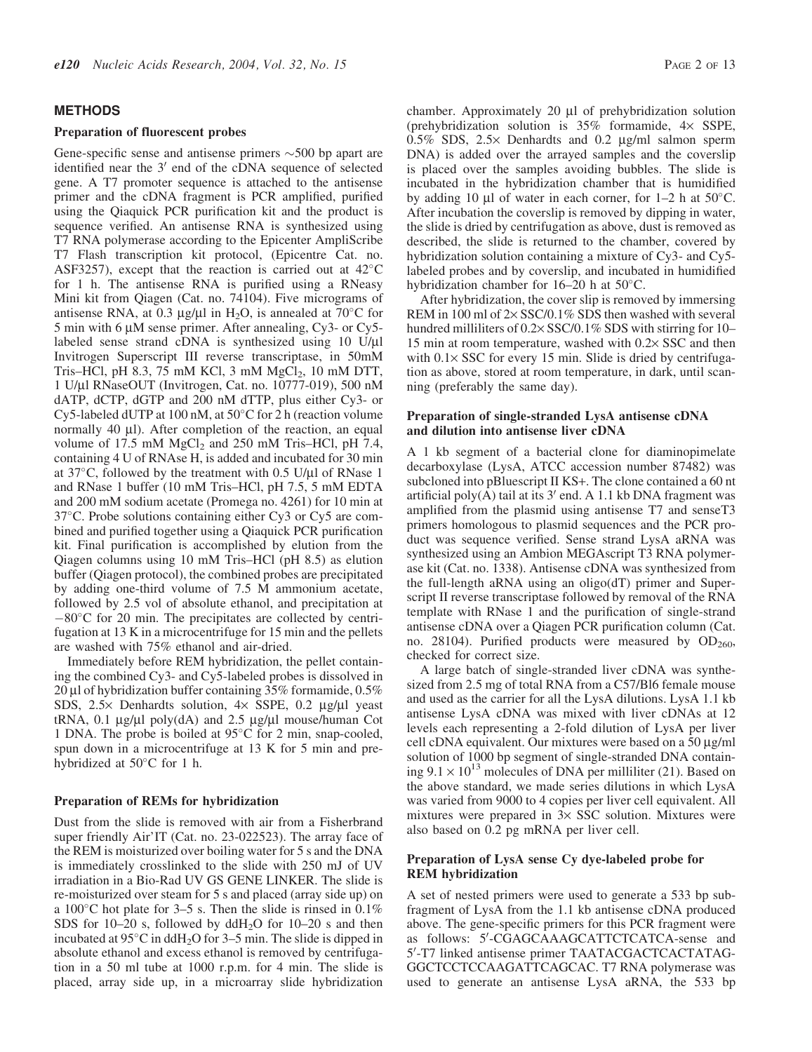## METHODS

### Preparation of fluorescent probes

Gene-specific sense and antisense primers ~500 bp apart are identified near the 3′ end of the cDNA sequence of selected gene. A T7 promoter sequence is attached to the antisense primer and the cDNA fragment is PCR amplified, purified using the Qiaquick PCR purification kit and the product is sequence verified. An antisense RNA is synthesized using T7 RNA polymerase according to the Epicenter AmpliScribe T7 Flash transcription kit protocol, (Epicentre Cat. no. ASF3257), except that the reaction is carried out at 42°C for 1 h. The antisense RNA is purified using a RNeasy Mini kit from Qiagen (Cat. no. 74104). Five micrograms of antisense RNA, at 0.3 µg/µl in $H_2O$, is annealed at 70°C for 5 min with 6 µM sense primer. After annealing, Cy3- or Cy5-labeled sense strand cDNA is synthesized using 10 U/µl Invitrogen Superscript III reverse transcriptase, in 50mM Tris–HCl, pH 8.3, 75 mM KCl, 3 mM $MgCl_2$, 10 mM DTT, 1 U/µl RNaseOUT (Invitrogen, Cat. no. 10777-019), 500 nM dATP, dCTP, dGTP and 200 nM dTTP, plus either Cy3- or Cy5-labeled dUTP at 100 nM, at 50°C for 2 h (reaction volume normally 40 µl). After completion of the reaction, an equal volume of 17.5 mM $MgCl_2$ and 250 mM Tris–HCl, pH 7.4, containing 4 U of RNAse H, is added and incubated for 30 min at 37°C, followed by the treatment with 0.5 U/µl of RNase 1 and RNase 1 buffer (10 mM Tris–HCl, pH 7.5, 5 mM EDTA and 200 mM sodium acetate (Promega no. 4261) for 10 min at 37°C. Probe solutions containing either Cy3 or Cy5 are combined and purified together using a Qiaquick PCR purification kit. Final purification is accomplished by elution from the Qiagen columns using 10 mM Tris–HCl (pH 8.5) as elution buffer (Qiagen protocol), the combined probes are precipitated by adding one-third volume of 7.5 M ammonium acetate, followed by 2.5 vol of absolute ethanol, and precipitation at −80°C for 20 min. The precipitates are collected by centrifugation at 13 K in a microcentrifuge for 15 min and the pellets are washed with 75% ethanol and air-dried.

Immediately before REM hybridization, the pellet containing the combined Cy3- and Cy5-labeled probes is dissolved in 20 µl of hybridization buffer containing 35% formamide, 0.5% SDS, 2.5× Denhardts solution, 4× SSPE, 0.2 µg/µl yeast tRNA, 0.1 µg/µl poly(dA) and 2.5 µg/µl mouse/human Cot 1 DNA. The probe is boiled at 95°C for 2 min, snap-cooled, spun down in a microcentrifuge at 13 K for 5 min and prehybridized at 50°C for 1 h.

### Preparation of REMs for hybridization

Dust from the slide is removed with air from a Fisherbrand super friendly Air'IT (Cat. no. 23-022523). The array face of the REM is moisturized over boiling water for 5 s and the DNA is immediately crosslinked to the slide with 250 mJ of UV irradiation in a Bio-Rad UV GS GENE LINKER. The slide is re-moisturized over steam for 5 s and placed (array side up) on a 100°C hot plate for 3–5 s. Then the slide is rinsed in 0.1% SDS for 10–20 s, followed by $ddH_2O$ for 10–20 s and then incubated at 95°C in $ddH_2O$ for 3–5 min. The slide is dipped in absolute ethanol and excess ethanol is removed by centrifugation in a 50 ml tube at 1000 r.p.m. for 4 min. The slide is placed, array side up, in a microarray slide hybridization chamber. Approximately 20 µl of prehybridization solution (prehybridization solution is 35% formamide, 4× SSPE, 0.5% SDS, 2.5× Denhardts and 0.2 µg/ml salmon sperm DNA) is added over the arrayed samples and the coverslip is placed over the samples avoiding bubbles. The slide is incubated in the hybridization chamber that is humidified by adding 10 µl of water in each corner, for 1–2 h at 50°C. After incubation the coverslip is removed by dipping in water, the slide is dried by centrifugation as above, dust is removed as described, the slide is returned to the chamber, covered by hybridization solution containing a mixture of Cy3- and Cy5-labeled probes and by coverslip, and incubated in humidified hybridization chamber for 16–20 h at 50°C.

After hybridization, the cover slip is removed by immersing REM in 100 ml of 2× SSC/0.1% SDS then washed with several hundred milliliters of 0.2× SSC/0.1% SDS with stirring for 10–15 min at room temperature, washed with 0.2× SSC and then with 0.1× SSC for every 15 min. Slide is dried by centrifugation as above, stored at room temperature, in dark, until scanning (preferably the same day).

### Preparation of single-stranded LysA antisense cDNA and dilution into antisense liver cDNA

A 1 kb segment of a bacterial clone for diaminopimelate decarboxylase (LysA, ATCC accession number 87482) was subcloned into pBluescript II KS+. The clone contained a 60 nt artificial poly(A) tail at its 3′ end. A 1.1 kb DNA fragment was amplified from the plasmid using antisense T7 and senseT3 primers homologous to plasmid sequences and the PCR product was sequence verified. Sense strand LysA aRNA was synthesized using an Ambion MEGAscript T3 RNA polymerase kit (Cat. no. 1338). Antisense cDNA was synthesized from the full-length aRNA using an oligo(dT) primer and Superscript II reverse transcriptase followed by removal of the RNA template with RNase 1 and the purification of single-strand antisense cDNA over a Qiagen PCR purification column (Cat. no. 28104). Purified products were measured by $OD_{260}$, checked for correct size.

A large batch of single-stranded liver cDNA was synthesized from 2.5 mg of total RNA from a C57/Bl6 female mouse and used as the carrier for all the LysA dilutions. LysA 1.1 kb antisense LysA cDNA was mixed with liver cDNAs at 12 levels each representing a 2-fold dilution of LysA per liver cell cDNA equivalent. Our mixtures were based on a 50 µg/ml solution of 1000 bp segment of single-stranded DNA containing $9.1 \times 10^{13}$ molecules of DNA per milliliter (21). Based on the above standard, we made series dilutions in which LysA was varied from 9000 to 4 copies per liver cell equivalent. All mixtures were prepared in 3× SSC solution. Mixtures were also based on 0.2 pg mRNA per liver cell.

### Preparation of LysA sense Cy dye-labeled probe for REM hybridization

A set of nested primers were used to generate a 533 bp subfragment of LysA from the 1.1 kb antisense cDNA produced above. The gene-specific primers for this PCR fragment were as follows: 5′-CGAGCAAAGCATTCTCATCA-sense and 5′-T7 linked antisense primer TAATACGACTCACTATAGGGCTCCTCCAAGATTCAGCAC. T7 RNA polymerase was used to generate an antisense LysA aRNA, the 533 bp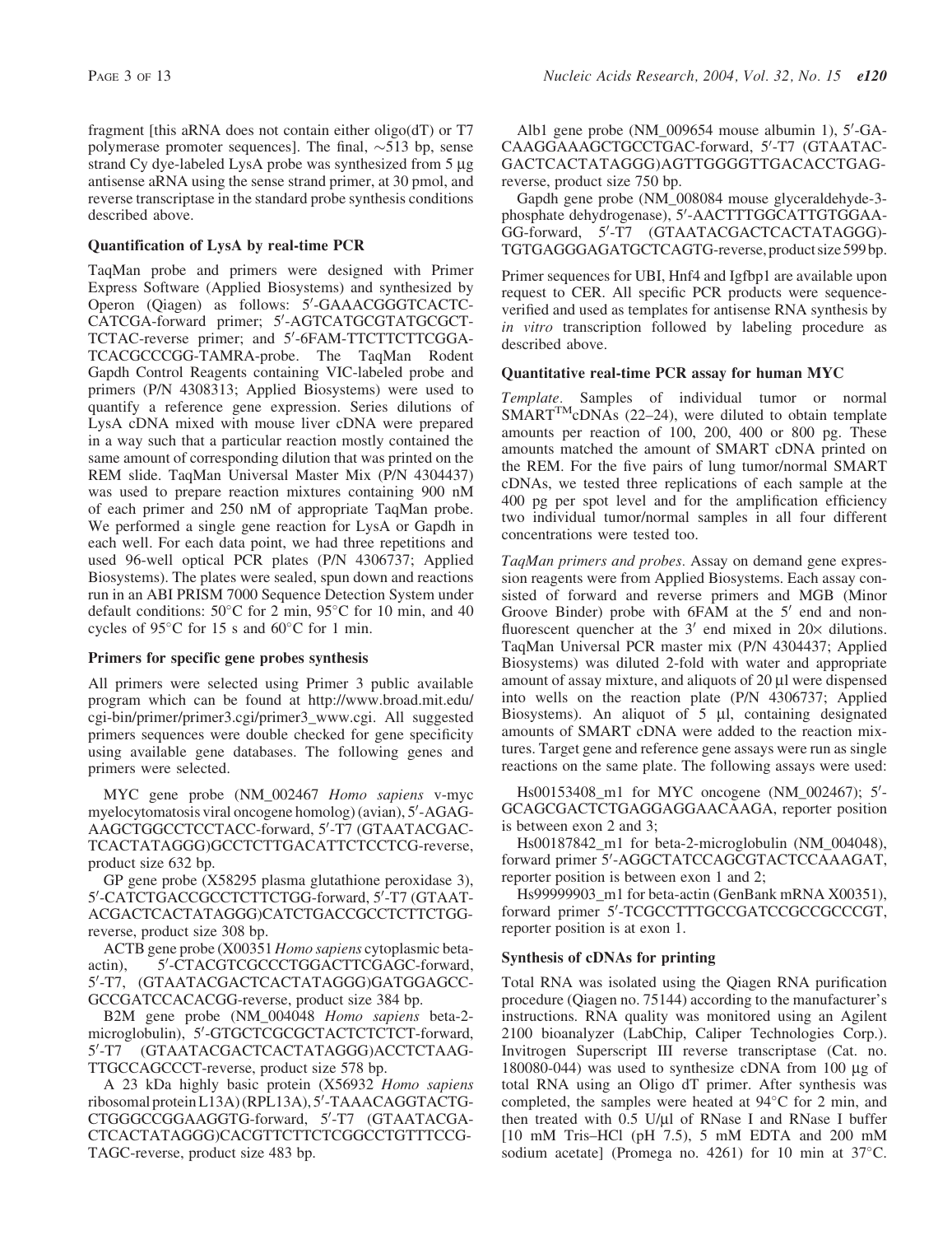fragment [this aRNA does not contain either oligo(dT) or T7 polymerase promoter sequences]. The final, ~513 bp, sense strand Cy dye-labeled LysA probe was synthesized from 5 μg antisense aRNA using the sense strand primer, at 30 pmol, and reverse transcriptase in the standard probe synthesis conditions described above.

### Quantification of LysA by real-time PCR

TaqMan probe and primers were designed with Primer Express Software (Applied Biosystems) and synthesized by Operon (Qiagen) as follows: 5′-GAAACGGGTCACTCCATCGA-forward primer; 5′-AGTCATGCGTATGCGCTTCTAC-reverse primer; and 5′-6FAM-TTCTTCTTCGGATCACGCCCGG-TAMRA-probe. The TaqMan Rodent Gapdh Control Reagents containing VIC-labeled probe and primers (P/N 4308313; Applied Biosystems) were used to quantify a reference gene expression. Series dilutions of LysA cDNA mixed with mouse liver cDNA were prepared in a way such that a particular reaction mostly contained the same amount of corresponding dilution that was printed on the REM slide. TaqMan Universal Master Mix (P/N 4304437) was used to prepare reaction mixtures containing 900 nM of each primer and 250 nM of appropriate TaqMan probe. We performed a single gene reaction for LysA or Gapdh in each well. For each data point, we had three repetitions and used 96-well optical PCR plates (P/N 4306737; Applied Biosystems). The plates were sealed, spun down and reactions run in an ABI PRISM 7000 Sequence Detection System under default conditions: 50°C for 2 min, 95°C for 10 min, and 40 cycles of 95°C for 15 s and 60°C for 1 min.

### Primers for specific gene probes synthesis

All primers were selected using Primer 3 public available program which can be found at http://www.broad.mit.edu/cgi-bin/primer/primer3.cgi/primer3_www.cgi. All suggested primers sequences were double checked for gene specificity using available gene databases. The following genes and primers were selected.

MYC gene probe (NM_002467 *Homo sapiens* v-myc myelocytomatosis viral oncogene homolog) (avian), 5′-AGAGAAGCTGGCCTCCTACC-forward, 5′-T7 (GTAATACGACTCACTATAGGG)GCCTCTTGACATTCTCCTCG-reverse, product size 632 bp.

GP gene probe (X58295 plasma glutathione peroxidase 3), 5′-CATCTGACCGCCTCTTCTGG-forward, 5′-T7 (GTAATACGACTCACTATAGGG)CATCTGACCGCCTCTTCTGG-reverse, product size 308 bp.

ACTB gene probe (X00351 *Homo sapiens* cytoplasmic beta-actin), 5′-CTACGTCGCCCTGGACTTCGAGC-forward, 5′-T7, (GTAATACGACTCACTATAGGG)GATGGAGCCGCCGATCCACACGG-reverse, product size 384 bp.

B2M gene probe (NM_004048 *Homo sapiens* beta-2-microglobulin), 5′-GTGCTCGCGCTACTCTCTCT-forward, 5′-T7 (GTAATACGACTCACTATAGGG)ACCTCTAAGTTGCCAGCCCT-reverse, product size 578 bp.

A 23 kDa highly basic protein (X56932 *Homo sapiens* ribosomal protein L13A) (RPL13A), 5′-TAAACAGGTACTGCTGGGCCGGAAGGTG-forward, 5′-T7 (GTAATACGACTCACTATAGGG)CACGTTCTTCTCGGCCTGTTTCCGTAGC-reverse, product size 483 bp.

Alb1 gene probe (NM_009654 mouse albumin 1), 5′-GACAAGGAAAGCTGCCTGAC-forward, 5′-T7 (GTAATACGACTCACTATAGGG)AGTTGGGGTTGACACCTGAG-reverse, product size 750 bp.

Gapdh gene probe (NM_008084 mouse glyceraldehyde-3-phosphate dehydrogenase), 5′-AACTTTGGCATTGTGGAAGG-forward, 5′-T7 (GTAATACGACTCACTATAGGG)-TGTGAGGGAGATGCTCAGTG-reverse, product size 599 bp.

Primer sequences for UBI, Hnf4 and Igfbp1 are available upon request to CER. All specific PCR products were sequence-verified and used as templates for antisense RNA synthesis by *in vitro* transcription followed by labeling procedure as described above.

### Quantitative real-time PCR assay for human MYC

*Template*. Samples of individual tumor or normal SMART™cDNAs (22–24), were diluted to obtain template amounts per reaction of 100, 200, 400 or 800 pg. These amounts matched the amount of SMART cDNA printed on the REM. For the five pairs of lung tumor/normal SMART cDNAs, we tested three replications of each sample at the 400 pg per spot level and for the amplification efficiency two individual tumor/normal samples in all four different concentrations were tested too.

*TaqMan primers and probes*. Assay on demand gene expression reagents were from Applied Biosystems. Each assay consisted of forward and reverse primers and MGB (Minor Groove Binder) probe with 6FAM at the 5′ end and non-fluorescent quencher at the 3′ end mixed in 20× dilutions. TaqMan Universal PCR master mix (P/N 4304437; Applied Biosystems) was diluted 2-fold with water and appropriate amount of assay mixture, and aliquots of 20 μl were dispensed into wells on the reaction plate (P/N 4306737; Applied Biosystems). An aliquot of 5 μl, containing designated amounts of SMART cDNA were added to the reaction mixtures. Target gene and reference gene assays were run as single reactions on the same plate. The following assays were used:

Hs00153408_m1 for MYC oncogene (NM_002467); 5′-GCAGCGACTCTGAGGAGGAACAAGA, reporter position is between exon 2 and 3;

Hs00187842_m1 for beta-2-microglobulin (NM_004048), forward primer 5′-AGGCTATCCAGCGTACTCCAAAGAT, reporter position is between exon 1 and 2;

Hs99999903_m1 for beta-actin (GenBank mRNA X00351), forward primer 5′-TCGCCTTTGCCGATCCGCCGCCCGT, reporter position is at exon 1.

### Synthesis of cDNAs for printing

Total RNA was isolated using the Qiagen RNA purification procedure (Qiagen no. 75144) according to the manufacturer's instructions. RNA quality was monitored using an Agilent 2100 bioanalyzer (LabChip, Caliper Technologies Corp.). Invitrogen Superscript III reverse transcriptase (Cat. no. 180080-044) was used to synthesize cDNA from 100 μg of total RNA using an Oligo dT primer. After synthesis was completed, the samples were heated at 94°C for 2 min, and then treated with 0.5 U/μl of RNase I and RNase I buffer [10 mM Tris–HCl (pH 7.5), 5 mM EDTA and 200 mM sodium acetate] (Promega no. 4261) for 10 min at 37°C.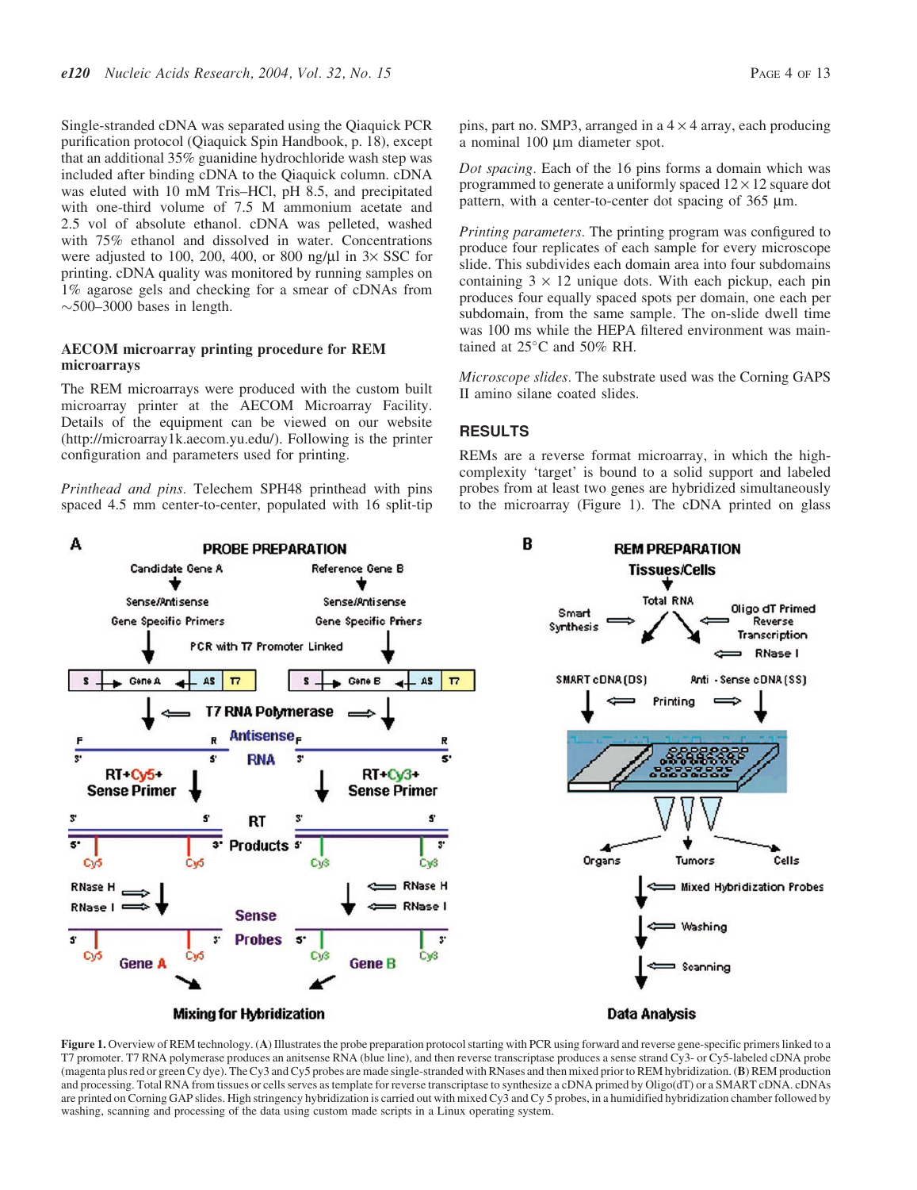Single-stranded cDNA was separated using the Qiaquick PCR purification protocol (Qiaquick Spin Handbook, p. 18), except that an additional 35% guanidine hydrochloride wash step was included after binding cDNA to the Qiaquick column. cDNA was eluted with 10 mM Tris–HCl, pH 8.5, and precipitated with one-third volume of 7.5 M ammonium acetate and 2.5 vol of absolute ethanol. cDNA was pelleted, washed with 75% ethanol and dissolved in water. Concentrations were adjusted to 100, 200, 400, or 800 ng/μl in 3× SSC for printing. cDNA quality was monitored by running samples on 1% agarose gels and checking for a smear of cDNAs from ~500–3000 bases in length.

### AECOM microarray printing procedure for REM microarrays

The REM microarrays were produced with the custom built microarray printer at the AECOM Microarray Facility. Details of the equipment can be viewed on our website (http://microarray1k.aecom.yu.edu/). Following is the printer configuration and parameters used for printing.

*Printhead and pins*. Telechem SPH48 printhead with pins spaced 4.5 mm center-to-center, populated with 16 split-tip pins, part no. SMP3, arranged in a 4 × 4 array, each producing a nominal 100 μm diameter spot.

*Dot spacing*. Each of the 16 pins forms a domain which was programmed to generate a uniformly spaced 12 × 12 square dot pattern, with a center-to-center dot spacing of 365 μm.

*Printing parameters*. The printing program was configured to produce four replicates of each sample for every microscope slide. This subdivides each domain area into four subdomains containing 3 × 12 unique dots. With each pickup, each pin produces four equally spaced spots per domain, one each per subdomain, from the same sample. The on-slide dwell time was 100 ms while the HEPA filtered environment was maintained at 25°C and 50% RH.

*Microscope slides*. The substrate used was the Corning GAPS II amino silane coated slides.

## RESULTS

REMs are a reverse format microarray, in which the high-complexity 'target' is bound to a solid support and labeled probes from at least two genes are hybridized simultaneously to the microarray (Figure 1). The cDNA printed on glass

**Figure 1.** Overview of REM technology. (**A**) Illustrates the probe preparation protocol starting with PCR using forward and reverse gene-specific primers linked to a T7 promoter. T7 RNA polymerase produces an anitsense RNA (blue line), and then reverse transcriptase produces a sense strand Cy3- or Cy5-labeled cDNA probe (magenta plus red or green Cy dye). The Cy3 and Cy5 probes are made single-stranded with RNases and then mixed prior to REM hybridization. (**B**) REM production and processing. Total RNA from tissues or cells serves as template for reverse transcriptase to synthesize a cDNA primed by Oligo(dT) or a SMART cDNA. cDNAs are printed on Corning GAP slides. High stringency hybridization is carried out with mixed Cy3 and Cy 5 probes, in a humidified hybridization chamber followed by washing, scanning and processing of the data using custom made scripts in a Linux operating system.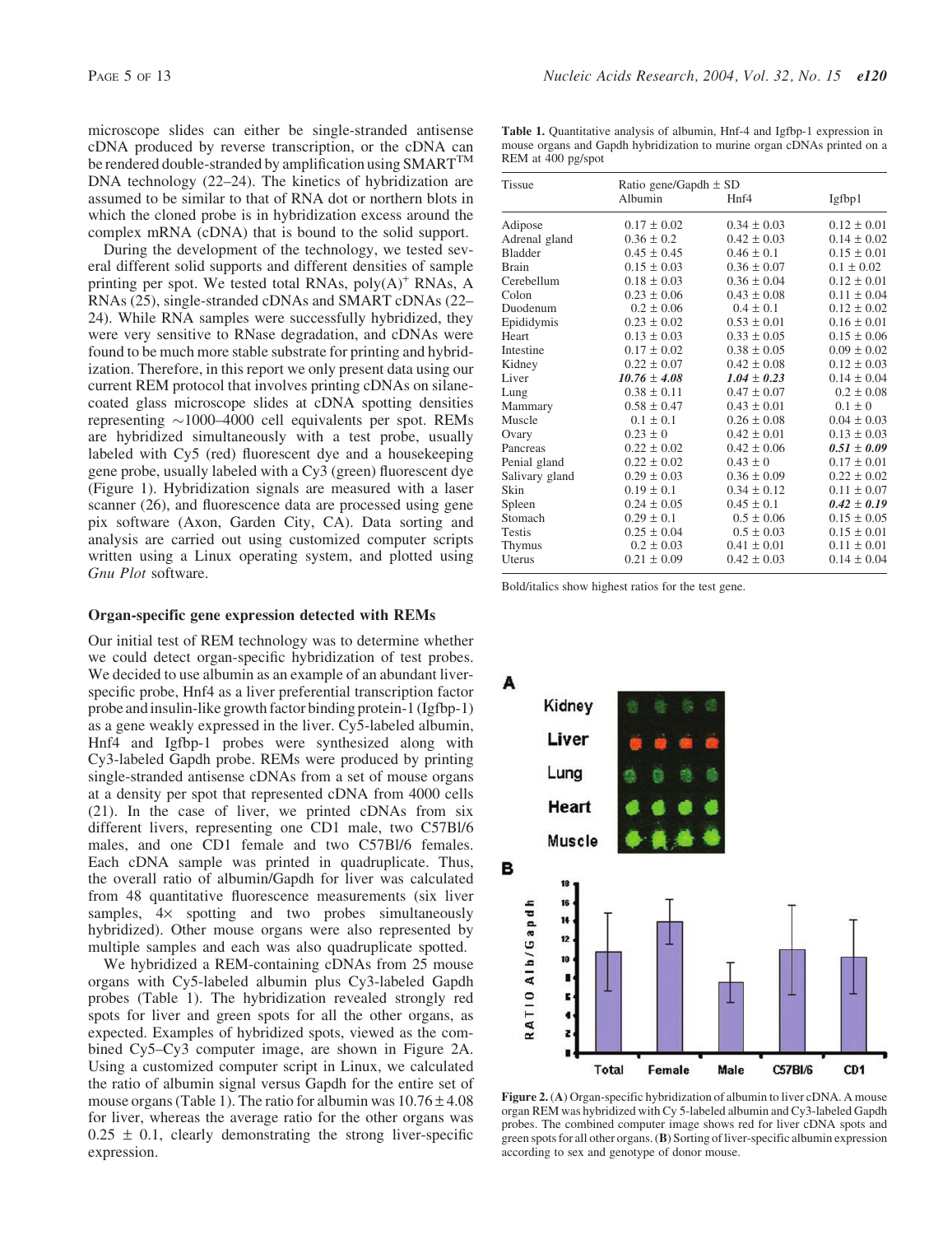microscope slides can either be single-stranded antisense cDNA produced by reverse transcription, or the cDNA can be rendered double-stranded by amplification using SMART™ DNA technology (22–24). The kinetics of hybridization are assumed to be similar to that of RNA dot or northern blots in which the cloned probe is in hybridization excess around the complex mRNA (cDNA) that is bound to the solid support.

During the development of the technology, we tested several different solid supports and different densities of sample printing per spot. We tested total RNAs, poly(A)$^+$ RNAs, A RNAs (25), single-stranded cDNAs and SMART cDNAs (22–24). While RNA samples were successfully hybridized, they were very sensitive to RNase degradation, and cDNAs were found to be much more stable substrate for printing and hybridization. Therefore, in this report we only present data using our current REM protocol that involves printing cDNAs on silane-coated glass microscope slides at cDNA spotting densities representing ~1000–4000 cell equivalents per spot. REMs are hybridized simultaneously with a test probe, usually labeled with Cy5 (red) fluorescent dye and a housekeeping gene probe, usually labeled with a Cy3 (green) fluorescent dye (Figure 1). Hybridization signals are measured with a laser scanner (26), and fluorescence data are processed using gene pix software (Axon, Garden City, CA). Data sorting and analysis are carried out using customized computer scripts written using a Linux operating system, and plotted using *Gnu Plot* software.

### Organ-specific gene expression detected with REMs

Our initial test of REM technology was to determine whether we could detect organ-specific hybridization of test probes. We decided to use albumin as an example of an abundant liver-specific probe, Hnf4 as a liver preferential transcription factor probe and insulin-like growth factor binding protein-1 (Igfbp-1) as a gene weakly expressed in the liver. Cy5-labeled albumin, Hnf4 and Igfbp-1 probes were synthesized along with Cy3-labeled Gapdh probe. REMs were produced by printing single-stranded antisense cDNAs from a set of mouse organs at a density per spot that represented cDNA from 4000 cells (21). In the case of liver, we printed cDNAs from six different livers, representing one CD1 male, two C57Bl/6 males, and one CD1 female and two C57Bl/6 females. Each cDNA sample was printed in quadruplicate. Thus, the overall ratio of albumin/Gapdh for liver was calculated from 48 quantitative fluorescence measurements (six liver samples, 4× spotting and two probes simultaneously hybridized). Other mouse organs were also represented by multiple samples and each was also quadruplicate spotted.

We hybridized a REM-containing cDNAs from 25 mouse organs with Cy5-labeled albumin plus Cy3-labeled Gapdh probes (Table 1). The hybridization revealed strongly red spots for liver and green spots for all the other organs, as expected. Examples of hybridized spots, viewed as the combined Cy5–Cy3 computer image, are shown in Figure 2A. Using a customized computer script in Linux, we calculated the ratio of albumin signal versus Gapdh for the entire set of mouse organs (Table 1). The ratio for albumin was 10.76 ± 4.08 for liver, whereas the average ratio for the other organs was 0.25 ± 0.1, clearly demonstrating the strong liver-specific expression.

**Table 1.** Quantitative analysis of albumin, Hnf-4 and Igfbp-1 expression in mouse organs and Gapdh hybridization to murine organ cDNAs printed on a REM at 400 pg/spot

| Tissue | Ratio gene/Gapdh ± SD | | |
|---|---|---|---|
| | Albumin | Hnf4 | Igfbp1 |
| Adipose | 0.17 ± 0.02 | 0.34 ± 0.03 | 0.12 ± 0.01 |
| Adrenal gland | 0.36 ± 0.2 | 0.42 ± 0.03 | 0.14 ± 0.02 |
| Bladder | 0.45 ± 0.45 | 0.46 ± 0.1 | 0.15 ± 0.01 |
| Brain | 0.15 ± 0.03 | 0.36 ± 0.07 | 0.1 ± 0.02 |
| Cerebellum | 0.18 ± 0.03 | 0.36 ± 0.04 | 0.12 ± 0.01 |
| Colon | 0.23 ± 0.06 | 0.43 ± 0.08 | 0.11 ± 0.04 |
| Duodenum | 0.2 ± 0.06 | 0.4 ± 0.1 | 0.12 ± 0.02 |
| Epididymis | 0.23 ± 0.02 | 0.53 ± 0.01 | 0.16 ± 0.01 |
| Heart | 0.13 ± 0.03 | 0.33 ± 0.05 | 0.15 ± 0.06 |
| Intestine | 0.17 ± 0.02 | 0.38 ± 0.05 | 0.09 ± 0.02 |
| Kidney | 0.22 ± 0.07 | 0.42 ± 0.08 | 0.12 ± 0.03 |
| Liver | ***10.76 ± 4.08*** | ***1.04 ± 0.23*** | 0.14 ± 0.04 |
| Lung | 0.38 ± 0.11 | 0.47 ± 0.07 | 0.2 ± 0.08 |
| Mammary | 0.58 ± 0.47 | 0.43 ± 0.01 | 0.1 ± 0 |
| Muscle | 0.1 ± 0.1 | 0.26 ± 0.08 | 0.04 ± 0.03 |
| Ovary | 0.23 ± 0 | 0.42 ± 0.01 | 0.13 ± 0.03 |
| Pancreas | 0.22 ± 0.02 | 0.42 ± 0.06 | ***0.51 ± 0.09*** |
| Penial gland | 0.22 ± 0.02 | 0.43 ± 0 | 0.17 ± 0.01 |
| Salivary gland | 0.29 ± 0.03 | 0.36 ± 0.09 | 0.22 ± 0.02 |
| Skin | 0.19 ± 0.1 | 0.34 ± 0.12 | 0.11 ± 0.07 |
| Spleen | 0.24 ± 0.05 | 0.45 ± 0.1 | ***0.42 ± 0.19*** |
| Stomach | 0.29 ± 0.1 | 0.5 ± 0.06 | 0.15 ± 0.05 |
| Testis | 0.25 ± 0.04 | 0.5 ± 0.03 | 0.15 ± 0.01 |
| Thymus | 0.2 ± 0.03 | 0.41 ± 0.01 | 0.11 ± 0.01 |
| Uterus | 0.21 ± 0.09 | 0.42 ± 0.03 | 0.14 ± 0.04 |

Bold/italics show highest ratios for the test gene.

**Figure 2.** (**A**) Organ-specific hybridization of albumin to liver cDNA. A mouse organ REM was hybridized with Cy 5-labeled albumin and Cy3-labeled Gapdh probes. The combined computer image shows red for liver cDNA spots and green spots for all other organs. (**B**) Sorting of liver-specific albumin expression according to sex and genotype of donor mouse.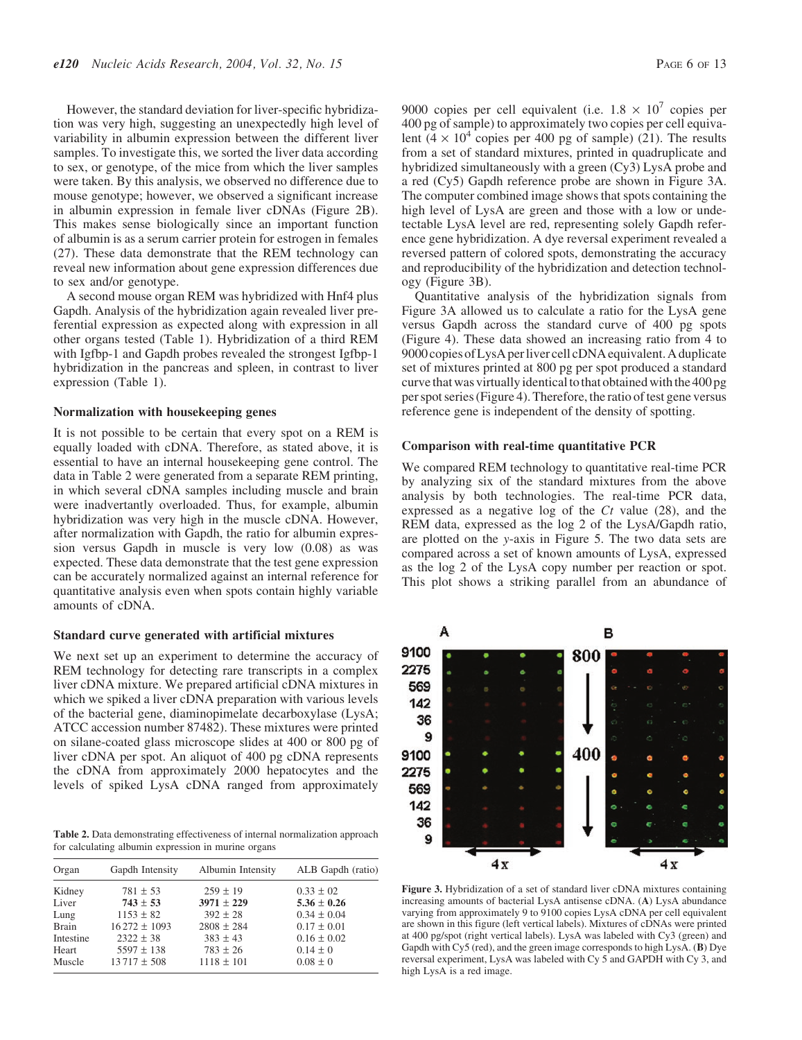However, the standard deviation for liver-specific hybridization was very high, suggesting an unexpectedly high level of variability in albumin expression between the different liver samples. To investigate this, we sorted the liver data according to sex, or genotype, of the mice from which the liver samples were taken. By this analysis, we observed no difference due to mouse genotype; however, we observed a significant increase in albumin expression in female liver cDNAs (Figure 2B). This makes sense biologically since an important function of albumin is as a serum carrier protein for estrogen in females (27). These data demonstrate that the REM technology can reveal new information about gene expression differences due to sex and/or genotype.

A second mouse organ REM was hybridized with Hnf4 plus Gapdh. Analysis of the hybridization again revealed liver preferential expression as expected along with expression in all other organs tested (Table 1). Hybridization of a third REM with Igfbp-1 and Gapdh probes revealed the strongest Igfbp-1 hybridization in the pancreas and spleen, in contrast to liver expression (Table 1).

### Normalization with housekeeping genes

It is not possible to be certain that every spot on a REM is equally loaded with cDNA. Therefore, as stated above, it is essential to have an internal housekeeping gene control. The data in Table 2 were generated from a separate REM printing, in which several cDNA samples including muscle and brain were inadvertantly overloaded. Thus, for example, albumin hybridization was very high in the muscle cDNA. However, after normalization with Gapdh, the ratio for albumin expression versus Gapdh in muscle is very low (0.08) as was expected. These data demonstrate that the test gene expression can be accurately normalized against an internal reference for quantitative analysis even when spots contain highly variable amounts of cDNA.

### Standard curve generated with artificial mixtures

We next set up an experiment to determine the accuracy of REM technology for detecting rare transcripts in a complex liver cDNA mixture. We prepared artificial cDNA mixtures in which we spiked a liver cDNA preparation with various levels of the bacterial gene, diaminopimelate decarboxylase (LysA; ATCC accession number 87482). These mixtures were printed on silane-coated glass microscope slides at 400 or 800 pg of liver cDNA per spot. An aliquot of 400 pg cDNA represents the cDNA from approximately 2000 hepatocytes and the levels of spiked LysA cDNA ranged from approximately 9000 copies per cell equivalent (i.e. $1.8 \times 10^7$ copies per 400 pg of sample) to approximately two copies per cell equivalent ($4 \times 10^4$ copies per 400 pg of sample) (21). The results from a set of standard mixtures, printed in quadruplicate and hybridized simultaneously with a green (Cy3) LysA probe and a red (Cy5) Gapdh reference probe are shown in Figure 3A. The computer combined image shows that spots containing the high level of LysA are green and those with a low or undetectable LysA level are red, representing solely Gapdh reference gene hybridization. A dye reversal experiment revealed a reversed pattern of colored spots, demonstrating the accuracy and reproducibility of the hybridization and detection technology (Figure 3B).

Quantitative analysis of the hybridization signals from Figure 3A allowed us to calculate a ratio for the LysA gene versus Gapdh across the standard curve of 400 pg spots (Figure 4). These data showed an increasing ratio from 4 to 9000 copies of LysA per liver cell cDNA equivalent. A duplicate set of mixtures printed at 800 pg per spot produced a standard curve that was virtually identical to that obtained with the 400 pg per spot series (Figure 4). Therefore, the ratio of test gene versus reference gene is independent of the density of spotting.

### Comparison with real-time quantitative PCR

We compared REM technology to quantitative real-time PCR by analyzing six of the standard mixtures from the above analysis by both technologies. The real-time PCR data, expressed as a negative log of the *Ct* value (28), and the REM data, expressed as the log 2 of the LysA/Gapdh ratio, are plotted on the *y*-axis in Figure 5. The two data sets are compared across a set of known amounts of LysA, expressed as the log 2 of the LysA copy number per reaction or spot. This plot shows a striking parallel from an abundance of

**Table 2.** Data demonstrating effectiveness of internal normalization approach for calculating albumin expression in murine organs

| Organ | Gapdh Intensity | Albumin Intensity | ALB Gapdh (ratio) |
|---|---|---|---|
| Kidney | 781 ± 53 | 259 ± 19 | 0.33 ± 02 |
| Liver | **743 ± 53** | **3971 ± 229** | **5.36 ± 0.26** |
| Lung | 1153 ± 82 | 392 ± 28 | 0.34 ± 0.04 |
| Brain | 16 272 ± 1093 | 2808 ± 284 | 0.17 ± 0.01 |
| Intestine | 2322 ± 38 | 383 ± 43 | 0.16 ± 0.02 |
| Heart | 5597 ± 138 | 783 ± 26 | 0.14 ± 0 |
| Muscle | 13 717 ± 508 | 1118 ± 101 | 0.08 ± 0 |

**Figure 3.** Hybridization of a set of standard liver cDNA mixtures containing increasing amounts of bacterial LysA antisense cDNA. (**A**) LysA abundance varying from approximately 9 to 9100 copies LysA cDNA per cell equivalent are shown in this figure (left vertical labels). Mixtures of cDNAs were printed at 400 pg/spot (right vertical labels). LysA was labeled with Cy3 (green) and Gapdh with Cy5 (red), and the green image corresponds to high LysA. (**B**) Dye reversal experiment, LysA was labeled with Cy 5 and GAPDH with Cy 3, and high LysA is a red image.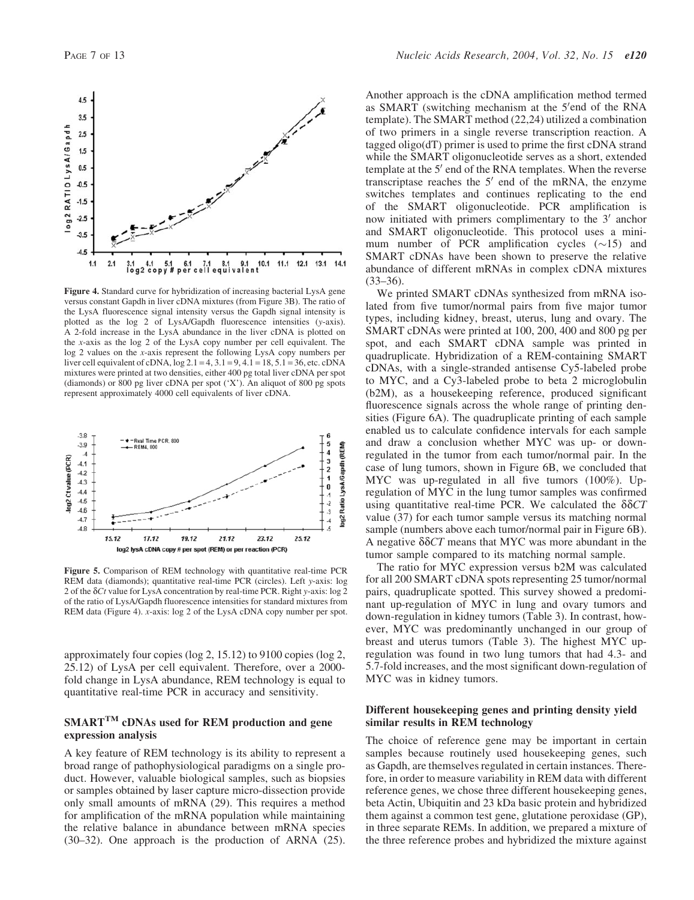**Figure 4.** Standard curve for hybridization of increasing bacterial LysA gene versus constant Gapdh in liver cDNA mixtures (from Figure 3B). The ratio of the LysA fluorescence signal intensity versus the Gapdh signal intensity is plotted as the log 2 of LysA/Gapdh fluorescence intensities (y-axis). A 2-fold increase in the LysA abundance in the liver cDNA is plotted on the x-axis as the log 2 of the LysA copy number per cell equivalent. The log 2 values on the x-axis represent the following LysA copy numbers per liver cell equivalent of cDNA, log 2.1 = 4, 3.1 = 9, 4.1 = 18, 5.1 = 36, etc. cDNA mixtures were printed at two densities, either 400 pg total liver cDNA per spot (diamonds) or 800 pg liver cDNA per spot ('X'). An aliquot of 800 pg spots represent approximately 4000 cell equivalents of liver cDNA.

**Figure 5.** Comparison of REM technology with quantitative real-time PCR REM data (diamonds); quantitative real-time PCR (circles). Left y-axis: log 2 of the $\delta Ct$ value for LysA concentration by real-time PCR. Right y-axis: log 2 of the ratio of LysA/Gapdh fluorescence intensities for standard mixtures from REM data (Figure 4). x-axis: log 2 of the LysA cDNA copy number per spot.

approximately four copies (log 2, 15.12) to 9100 copies (log 2, 25.12) of LysA per cell equivalent. Therefore, over a 2000-fold change in LysA abundance, REM technology is equal to quantitative real-time PCR in accuracy and sensitivity.

## SMART™ cDNAs used for REM production and gene expression analysis

A key feature of REM technology is its ability to represent a broad range of pathophysiological paradigms on a single product. However, valuable biological samples, such as biopsies or samples obtained by laser capture micro-dissection provide only small amounts of mRNA (29). This requires a method for amplification of the mRNA population while maintaining the relative balance in abundance between mRNA species (30–32). One approach is the production of ARNA (25). Another approach is the cDNA amplification method termed as SMART (switching mechanism at the 5′end of the RNA template). The SMART method (22,24) utilized a combination of two primers in a single reverse transcription reaction. A tagged oligo(dT) primer is used to prime the first cDNA strand while the SMART oligonucleotide serves as a short, extended template at the 5′ end of the RNA templates. When the reverse transcriptase reaches the 5′ end of the mRNA, the enzyme switches templates and continues replicating to the end of the SMART oligonucleotide. PCR amplification is now initiated with primers complimentary to the 3′ anchor and SMART oligonucleotide. This protocol uses a minimum number of PCR amplification cycles (~15) and SMART cDNAs have been shown to preserve the relative abundance of different mRNAs in complex cDNA mixtures (33–36).

We printed SMART cDNAs synthesized from mRNA isolated from five tumor/normal pairs from five major tumor types, including kidney, breast, uterus, lung and ovary. The SMART cDNAs were printed at 100, 200, 400 and 800 pg per spot, and each SMART cDNA sample was printed in quadruplicate. Hybridization of a REM-containing SMART cDNAs, with a single-stranded antisense Cy5-labeled probe to MYC, and a Cy3-labeled probe to beta 2 microglobulin (b2M), as a housekeeping reference, produced significant fluorescence signals across the whole range of printing densities (Figure 6A). The quadruplicate printing of each sample enabled us to calculate confidence intervals for each sample and draw a conclusion whether MYC was up- or down-regulated in the tumor from each tumor/normal pair. In the case of lung tumors, shown in Figure 6B, we concluded that MYC was up-regulated in all five tumors (100%). Up-regulation of MYC in the lung tumor samples was confirmed using quantitative real-time PCR. We calculated the $\delta\delta CT$ value (37) for each tumor sample versus its matching normal sample (numbers above each tumor/normal pair in Figure 6B). A negative $\delta\delta CT$ means that MYC was more abundant in the tumor sample compared to its matching normal sample.

The ratio for MYC expression versus b2M was calculated for all 200 SMART cDNA spots representing 25 tumor/normal pairs, quadruplicate spotted. This survey showed a predominant up-regulation of MYC in lung and ovary tumors and down-regulation in kidney tumors (Table 3). In contrast, however, MYC was predominantly unchanged in our group of breast and uterus tumors (Table 3). The highest MYC up-regulation was found in two lung tumors that had 4.3- and 5.7-fold increases, and the most significant down-regulation of MYC was in kidney tumors.

## Different housekeeping genes and printing density yield similar results in REM technology

The choice of reference gene may be important in certain samples because routinely used housekeeping genes, such as Gapdh, are themselves regulated in certain instances. Therefore, in order to measure variability in REM data with different reference genes, we chose three different housekeeping genes, beta Actin, Ubiquitin and 23 kDa basic protein and hybridized them against a common test gene, glutatione peroxidase (GP), in three separate REMs. In addition, we prepared a mixture of the three reference probes and hybridized the mixture against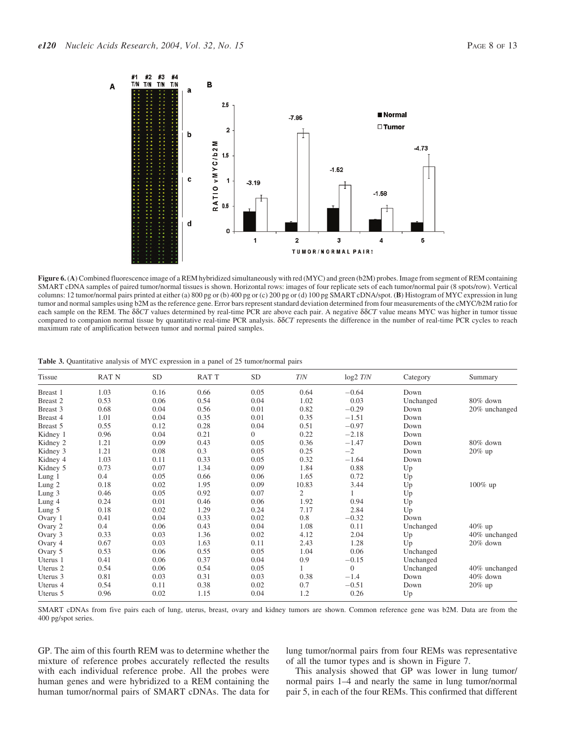**Figure 6.** (**A**) Combined fluorescence image of a REM hybridized simultaneously with red (MYC) and green (b2M) probes. Image from segment of REM containing SMART cDNA samples of paired tumor/normal tissues is shown. Horizontal rows: images of four replicate sets of each tumor/normal pair (8 spots/row). Vertical columns: 12 tumor/normal pairs printed at either (a) 800 pg or (b) 400 pg or (c) 200 pg or (d) 100 pg SMART cDNA/spot. (**B**) Histogram of MYC expression in lung tumor and normal samples using b2M as the reference gene. Error bars represent standard deviation determined from four measurements of the cMYC/b2M ratio for each sample on the REM. The δδ*CT* values determined by real-time PCR are above each pair. A negative δδ*CT* value means MYC was higher in tumor tissue compared to companion normal tissue by quantitative real-time PCR analysis. δδ*CT* represents the difference in the number of real-time PCR cycles to reach maximum rate of amplification between tumor and normal paired samples.

**Table 3.** Quantitative analysis of MYC expression in a panel of 25 tumor/normal pairs

| Tissue | RAT N | SD | RAT T | SD | *T/N* | log2 *T/N* | Category | Summary |
|---|---|---|---|---|---|---|---|---|
| Breast 1 | 1.03 | 0.16 | 0.66 | 0.05 | 0.64 | −0.64 | Down | |
| Breast 2 | 0.53 | 0.06 | 0.54 | 0.04 | 1.02 | 0.03 | Unchanged | 80% down |
| Breast 3 | 0.68 | 0.04 | 0.56 | 0.01 | 0.82 | −0.29 | Down | 20% unchanged |
| Breast 4 | 1.01 | 0.04 | 0.35 | 0.01 | 0.35 | −1.51 | Down | |
| Breast 5 | 0.55 | 0.12 | 0.28 | 0.04 | 0.51 | −0.97 | Down | |
| Kidney 1 | 0.96 | 0.04 | 0.21 | 0 | 0.22 | −2.18 | Down | |
| Kidney 2 | 1.21 | 0.09 | 0.43 | 0.05 | 0.36 | −1.47 | Down | 80% down |
| Kidney 3 | 1.21 | 0.08 | 0.3 | 0.05 | 0.25 | −2 | Down | 20% up |
| Kidney 4 | 1.03 | 0.11 | 0.33 | 0.05 | 0.32 | −1.64 | Down | |
| Kidney 5 | 0.73 | 0.07 | 1.34 | 0.09 | 1.84 | 0.88 | Up | |
| Lung 1 | 0.4 | 0.05 | 0.66 | 0.06 | 1.65 | 0.72 | Up | |
| Lung 2 | 0.18 | 0.02 | 1.95 | 0.09 | 10.83 | 3.44 | Up | 100% up |
| Lung 3 | 0.46 | 0.05 | 0.92 | 0.07 | 2 | 1 | Up | |
| Lung 4 | 0.24 | 0.01 | 0.46 | 0.06 | 1.92 | 0.94 | Up | |
| Lung 5 | 0.18 | 0.02 | 1.29 | 0.24 | 7.17 | 2.84 | Up | |
| Ovary 1 | 0.41 | 0.04 | 0.33 | 0.02 | 0.8 | −0.32 | Down | |
| Ovary 2 | 0.4 | 0.06 | 0.43 | 0.04 | 1.08 | 0.11 | Unchanged | 40% up |
| Ovary 3 | 0.33 | 0.03 | 1.36 | 0.02 | 4.12 | 2.04 | Up | 40% unchanged |
| Ovary 4 | 0.67 | 0.03 | 1.63 | 0.11 | 2.43 | 1.28 | Up | 20% down |
| Ovary 5 | 0.53 | 0.06 | 0.55 | 0.05 | 1.04 | 0.06 | Unchanged | |
| Uterus 1 | 0.41 | 0.06 | 0.37 | 0.04 | 0.9 | −0.15 | Unchanged | |
| Uterus 2 | 0.54 | 0.06 | 0.54 | 0.05 | 1 | 0 | Unchanged | 40% unchanged |
| Uterus 3 | 0.81 | 0.03 | 0.31 | 0.03 | 0.38 | −1.4 | Down | 40% down |
| Uterus 4 | 0.54 | 0.11 | 0.38 | 0.02 | 0.7 | −0.51 | Down | 20% up |
| Uterus 5 | 0.96 | 0.02 | 1.15 | 0.04 | 1.2 | 0.26 | Up | |

SMART cDNAs from five pairs each of lung, uterus, breast, ovary and kidney tumors are shown. Common reference gene was b2M. Data are from the 400 pg/spot series.

GP. The aim of this fourth REM was to determine whether the mixture of reference probes accurately reflected the results with each individual reference probe. All the probes were human genes and were hybridized to a REM containing the human tumor/normal pairs of SMART cDNAs. The data for lung tumor/normal pairs from four REMs was representative of all the tumor types and is shown in Figure 7.

This analysis showed that GP was lower in lung tumor/normal pairs 1–4 and nearly the same in lung tumor/normal pair 5, in each of the four REMs. This confirmed that different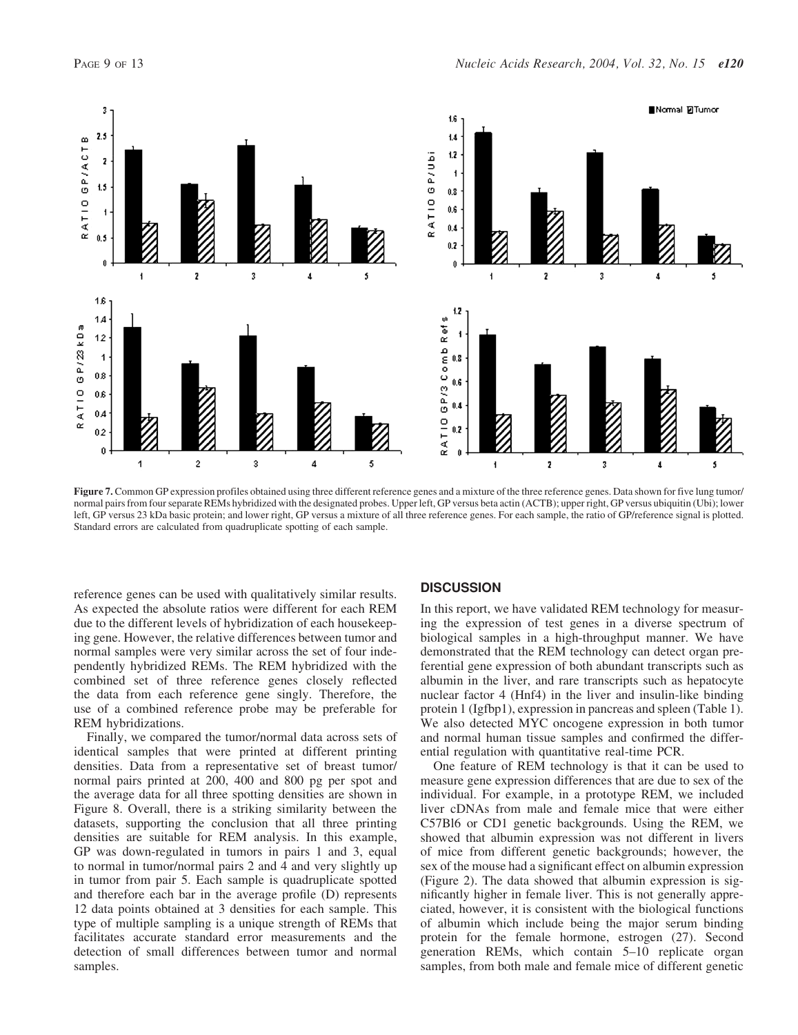**Figure 7.** Common GP expression profiles obtained using three different reference genes and a mixture of the three reference genes. Data shown for five lung tumor/normal pairs from four separate REMs hybridized with the designated probes. Upper left, GP versus beta actin (ACTB); upper right, GP versus ubiquitin (Ubi); lower left, GP versus 23 kDa basic protein; and lower right, GP versus a mixture of all three reference genes. For each sample, the ratio of GP/reference signal is plotted. Standard errors are calculated from quadruplicate spotting of each sample.

reference genes can be used with qualitatively similar results. As expected the absolute ratios were different for each REM due to the different levels of hybridization of each housekeeping gene. However, the relative differences between tumor and normal samples were very similar across the set of four independently hybridized REMs. The REM hybridized with the combined set of three reference genes closely reflected the data from each reference gene singly. Therefore, the use of a combined reference probe may be preferable for REM hybridizations.

Finally, we compared the tumor/normal data across sets of identical samples that were printed at different printing densities. Data from a representative set of breast tumor/normal pairs printed at 200, 400 and 800 pg per spot and the average data for all three spotting densities are shown in Figure 8. Overall, there is a striking similarity between the datasets, supporting the conclusion that all three printing densities are suitable for REM analysis. In this example, GP was down-regulated in tumors in pairs 1 and 3, equal to normal in tumor/normal pairs 2 and 4 and very slightly up in tumor from pair 5. Each sample is quadruplicate spotted and therefore each bar in the average profile (D) represents 12 data points obtained at 3 densities for each sample. This type of multiple sampling is a unique strength of REMs that facilitates accurate standard error measurements and the detection of small differences between tumor and normal samples.

## DISCUSSION

In this report, we have validated REM technology for measuring the expression of test genes in a diverse spectrum of biological samples in a high-throughput manner. We have demonstrated that the REM technology can detect organ preferential gene expression of both abundant transcripts such as albumin in the liver, and rare transcripts such as hepatocyte nuclear factor 4 (Hnf4) in the liver and insulin-like binding protein 1 (Igfbp1), expression in pancreas and spleen (Table 1). We also detected MYC oncogene expression in both tumor and normal human tissue samples and confirmed the differential regulation with quantitative real-time PCR.

One feature of REM technology is that it can be used to measure gene expression differences that are due to sex of the individual. For example, in a prototype REM, we included liver cDNAs from male and female mice that were either C57Bl6 or CD1 genetic backgrounds. Using the REM, we showed that albumin expression was not different in livers of mice from different genetic backgrounds; however, the sex of the mouse had a significant effect on albumin expression (Figure 2). The data showed that albumin expression is significantly higher in female liver. This is not generally appreciated, however, it is consistent with the biological functions of albumin which include being the major serum binding protein for the female hormone, estrogen (27). Second generation REMs, which contain 5–10 replicate organ samples, from both male and female mice of different genetic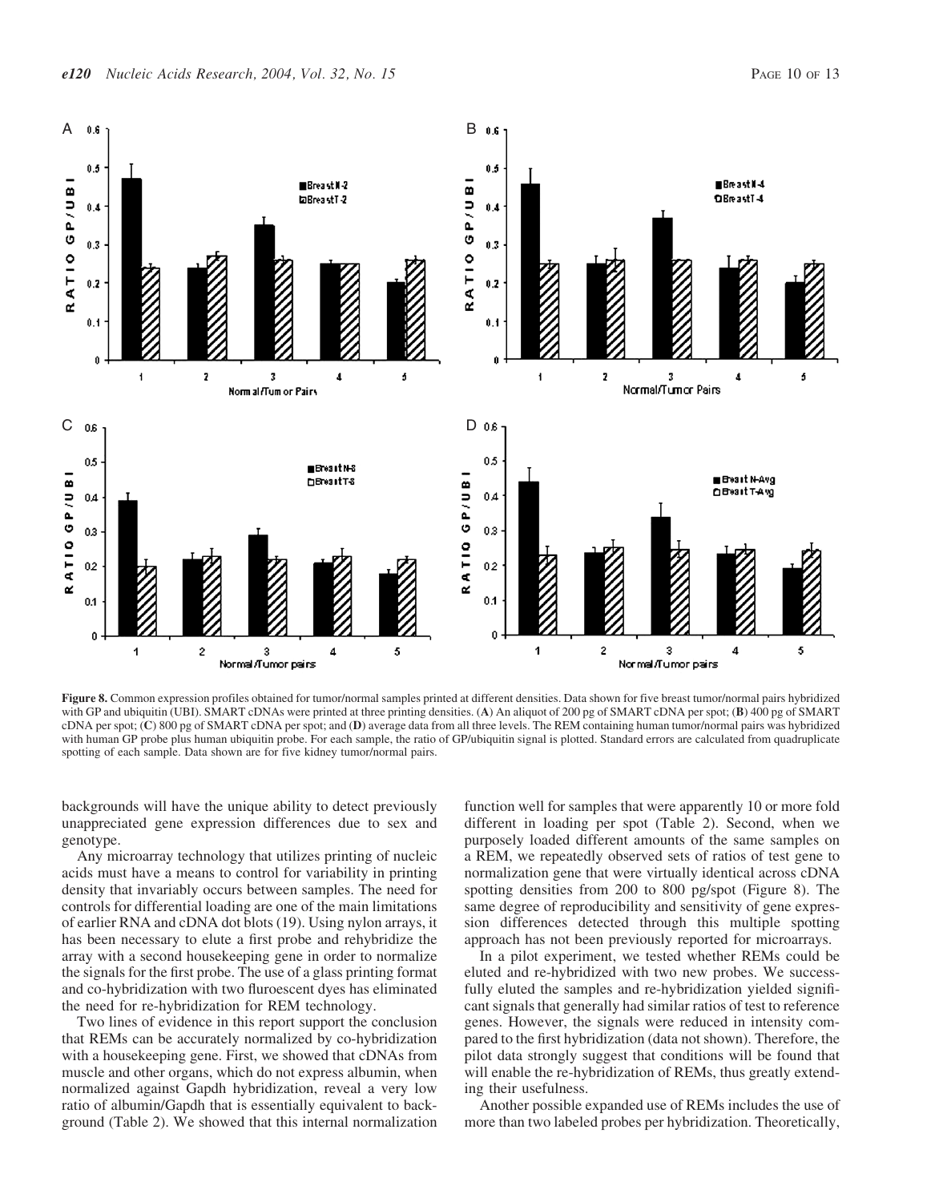**Figure 8.** Common expression profiles obtained for tumor/normal samples printed at different densities. Data shown for five breast tumor/normal pairs hybridized with GP and ubiquitin (UBI). SMART cDNAs were printed at three printing densities. (**A**) An aliquot of 200 pg of SMART cDNA per spot; (**B**) 400 pg of SMART cDNA per spot; (**C**) 800 pg of SMART cDNA per spot; and (**D**) average data from all three levels. The REM containing human tumor/normal pairs was hybridized with human GP probe plus human ubiquitin probe. For each sample, the ratio of GP/ubiquitin signal is plotted. Standard errors are calculated from quadruplicate spotting of each sample. Data shown are for five kidney tumor/normal pairs.

backgrounds will have the unique ability to detect previously unappreciated gene expression differences due to sex and genotype.

Any microarray technology that utilizes printing of nucleic acids must have a means to control for variability in printing density that invariably occurs between samples. The need for controls for differential loading are one of the main limitations of earlier RNA and cDNA dot blots (19). Using nylon arrays, it has been necessary to elute a first probe and rehybridize the array with a second housekeeping gene in order to normalize the signals for the first probe. The use of a glass printing format and co-hybridization with two fluroescent dyes has eliminated the need for re-hybridization for REM technology.

Two lines of evidence in this report support the conclusion that REMs can be accurately normalized by co-hybridization with a housekeeping gene. First, we showed that cDNAs from muscle and other organs, which do not express albumin, when normalized against Gapdh hybridization, reveal a very low ratio of albumin/Gapdh that is essentially equivalent to background (Table 2). We showed that this internal normalization function well for samples that were apparently 10 or more fold different in loading per spot (Table 2). Second, when we purposely loaded different amounts of the same samples on a REM, we repeatedly observed sets of ratios of test gene to normalization gene that were virtually identical across cDNA spotting densities from 200 to 800 pg/spot (Figure 8). The same degree of reproducibility and sensitivity of gene expression differences detected through this multiple spotting approach has not been previously reported for microarrays.

In a pilot experiment, we tested whether REMs could be eluted and re-hybridized with two new probes. We successfully eluted the samples and re-hybridization yielded significant signals that generally had similar ratios of test to reference genes. However, the signals were reduced in intensity compared to the first hybridization (data not shown). Therefore, the pilot data strongly suggest that conditions will be found that will enable the re-hybridization of REMs, thus greatly extending their usefulness.

Another possible expanded use of REMs includes the use of more than two labeled probes per hybridization. Theoretically,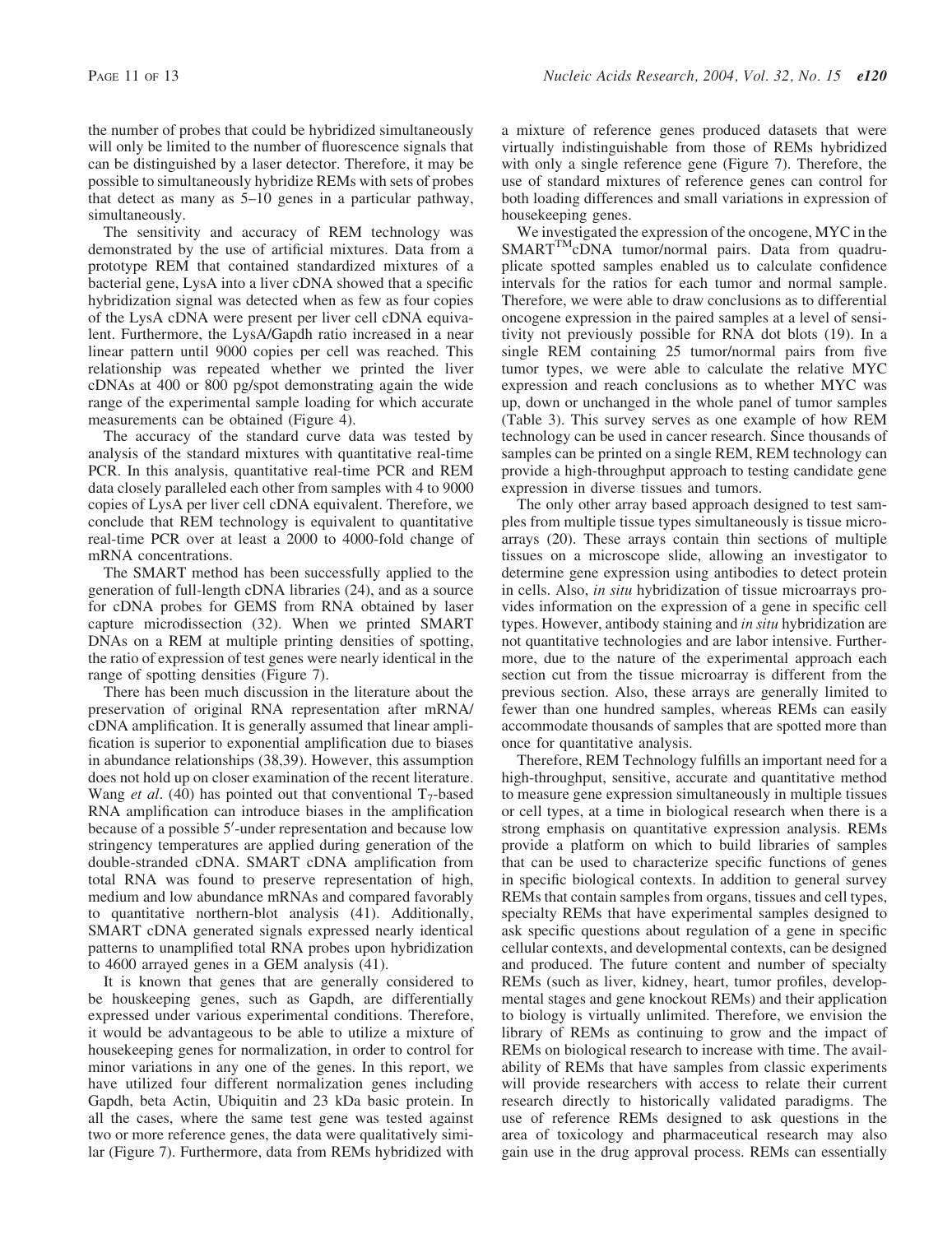the number of probes that could be hybridized simultaneously will only be limited to the number of fluorescence signals that can be distinguished by a laser detector. Therefore, it may be possible to simultaneously hybridize REMs with sets of probes that detect as many as 5–10 genes in a particular pathway, simultaneously.

The sensitivity and accuracy of REM technology was demonstrated by the use of artificial mixtures. Data from a prototype REM that contained standardized mixtures of a bacterial gene, LysA into a liver cDNA showed that a specific hybridization signal was detected when as few as four copies of the LysA cDNA were present per liver cell cDNA equivalent. Furthermore, the LysA/Gapdh ratio increased in a near linear pattern until 9000 copies per cell was reached. This relationship was repeated whether we printed the liver cDNAs at 400 or 800 pg/spot demonstrating again the wide range of the experimental sample loading for which accurate measurements can be obtained (Figure 4).

The accuracy of the standard curve data was tested by analysis of the standard mixtures with quantitative real-time PCR. In this analysis, quantitative real-time PCR and REM data closely paralleled each other from samples with 4 to 9000 copies of LysA per liver cell cDNA equivalent. Therefore, we conclude that REM technology is equivalent to quantitative real-time PCR over at least a 2000 to 4000-fold change of mRNA concentrations.

The SMART method has been successfully applied to the generation of full-length cDNA libraries (24), and as a source for cDNA probes for GEMS from RNA obtained by laser capture microdissection (32). When we printed SMART DNAs on a REM at multiple printing densities of spotting, the ratio of expression of test genes were nearly identical in the range of spotting densities (Figure 7).

There has been much discussion in the literature about the preservation of original RNA representation after mRNA/cDNA amplification. It is generally assumed that linear amplification is superior to exponential amplification due to biases in abundance relationships (38,39). However, this assumption does not hold up on closer examination of the recent literature. Wang *et al*. (40) has pointed out that conventional $T_7$-based RNA amplification can introduce biases in the amplification because of a possible 5′-under representation and because low stringency temperatures are applied during generation of the double-stranded cDNA. SMART cDNA amplification from total RNA was found to preserve representation of high, medium and low abundance mRNAs and compared favorably to quantitative northern-blot analysis (41). Additionally, SMART cDNA generated signals expressed nearly identical patterns to unamplified total RNA probes upon hybridization to 4600 arrayed genes in a GEM analysis (41).

It is known that genes that are generally considered to be houskeeping genes, such as Gapdh, are differentially expressed under various experimental conditions. Therefore, it would be advantageous to be able to utilize a mixture of housekeeping genes for normalization, in order to control for minor variations in any one of the genes. In this report, we have utilized four different normalization genes including Gapdh, beta Actin, Ubiquitin and 23 kDa basic protein. In all the cases, where the same test gene was tested against two or more reference genes, the data were qualitatively similar (Figure 7). Furthermore, data from REMs hybridized with a mixture of reference genes produced datasets that were virtually indistinguishable from those of REMs hybridized with only a single reference gene (Figure 7). Therefore, the use of standard mixtures of reference genes can control for both loading differences and small variations in expression of housekeeping genes.

We investigated the expression of the oncogene, MYC in the SMART™cDNA tumor/normal pairs. Data from quadruplicate spotted samples enabled us to calculate confidence intervals for the ratios for each tumor and normal sample. Therefore, we were able to draw conclusions as to differential oncogene expression in the paired samples at a level of sensitivity not previously possible for RNA dot blots (19). In a single REM containing 25 tumor/normal pairs from five tumor types, we were able to calculate the relative MYC expression and reach conclusions as to whether MYC was up, down or unchanged in the whole panel of tumor samples (Table 3). This survey serves as one example of how REM technology can be used in cancer research. Since thousands of samples can be printed on a single REM, REM technology can provide a high-throughput approach to testing candidate gene expression in diverse tissues and tumors.

The only other array based approach designed to test samples from multiple tissue types simultaneously is tissue microarrays (20). These arrays contain thin sections of multiple tissues on a microscope slide, allowing an investigator to determine gene expression using antibodies to detect protein in cells. Also, *in situ* hybridization of tissue microarrays provides information on the expression of a gene in specific cell types. However, antibody staining and *in situ* hybridization are not quantitative technologies and are labor intensive. Furthermore, due to the nature of the experimental approach each section cut from the tissue microarray is different from the previous section. Also, these arrays are generally limited to fewer than one hundred samples, whereas REMs can easily accommodate thousands of samples that are spotted more than once for quantitative analysis.

Therefore, REM Technology fulfills an important need for a high-throughput, sensitive, accurate and quantitative method to measure gene expression simultaneously in multiple tissues or cell types, at a time in biological research when there is a strong emphasis on quantitative expression analysis. REMs provide a platform on which to build libraries of samples that can be used to characterize specific functions of genes in specific biological contexts. In addition to general survey REMs that contain samples from organs, tissues and cell types, specialty REMs that have experimental samples designed to ask specific questions about regulation of a gene in specific cellular contexts, and developmental contexts, can be designed and produced. The future content and number of specialty REMs (such as liver, kidney, heart, tumor profiles, developmental stages and gene knockout REMs) and their application to biology is virtually unlimited. Therefore, we envision the library of REMs as continuing to grow and the impact of REMs on biological research to increase with time. The availability of REMs that have samples from classic experiments will provide researchers with access to relate their current research directly to historically validated paradigms. The use of reference REMs designed to ask questions in the area of toxicology and pharmaceutical research may also gain use in the drug approval process. REMs can essentially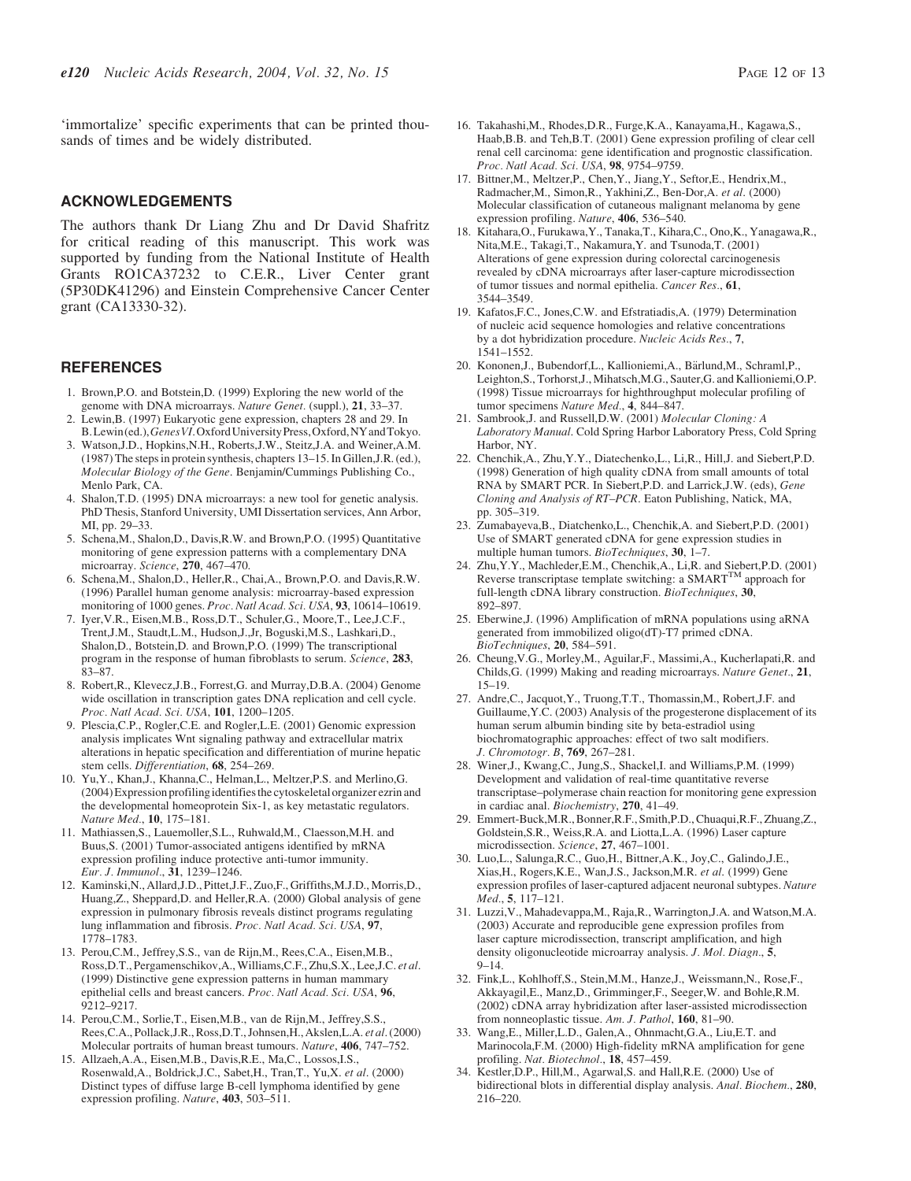'immortalize' specific experiments that can be printed thousands of times and be widely distributed.

## ACKNOWLEDGEMENTS

The authors thank Dr Liang Zhu and Dr David Shafritz for critical reading of this manuscript. This work was supported by funding from the National Institute of Health Grants RO1CA37232 to C.E.R., Liver Center grant (5P30DK41296) and Einstein Comprehensive Cancer Center grant (CA13330-32).

## REFERENCES

1. Brown,P.O. and Botstein,D. (1999) Exploring the new world of the genome with DNA microarrays. *Nature Genet*. (suppl.), **21**, 33–37.
2. Lewin,B. (1997) Eukaryotic gene expression, chapters 28 and 29. In B.Lewin(ed.), *Genes VI*. Oxford University Press, Oxford, NY and Tokyo.
3. Watson,J.D., Hopkins,N.H., Roberts,J.W., Steitz,J.A. and Weiner,A.M. (1987) The steps in protein synthesis, chapters 13–15. In Gillen,J.R. (ed.), *Molecular Biology of the Gene*. Benjamin/Cummings Publishing Co., Menlo Park, CA.
4. Shalon,T.D. (1995) DNA microarrays: a new tool for genetic analysis. PhD Thesis, Stanford University, UMI Dissertation services, Ann Arbor, MI, pp. 29–33.
5. Schena,M., Shalon,D., Davis,R.W. and Brown,P.O. (1995) Quantitative monitoring of gene expression patterns with a complementary DNA microarray. *Science*, **270**, 467–470.
6. Schena,M., Shalon,D., Heller,R., Chai,A., Brown,P.O. and Davis,R.W. (1996) Parallel human genome analysis: microarray-based expression monitoring of 1000 genes. *Proc. Natl Acad. Sci. USA*, **93**, 10614–10619.
7. Iyer,V.R., Eisen,M.B., Ross,D.T., Schuler,G., Moore,T., Lee,J.C.F., Trent,J.M., Staudt,L.M., Hudson,J.,Jr, Boguski,M.S., Lashkari,D., Shalon,D., Botstein,D. and Brown,P.O. (1999) The transcriptional program in the response of human fibroblasts to serum. *Science*, **283**, 83–87.
8. Robert,R., Klevecz,J.B., Forrest,G. and Murray,D.B.A. (2004) Genome wide oscillation in transcription gates DNA replication and cell cycle. *Proc. Natl Acad. Sci. USA*, **101**, 1200–1205.
9. Plescia,C.P., Rogler,C.E. and Rogler,L.E. (2001) Genomic expression analysis implicates Wnt signaling pathway and extracellular matrix alterations in hepatic specification and differentiation of murine hepatic stem cells. *Differentiation*, **68**, 254–269.
10. Yu,Y., Khan,J., Khanna,C., Helman,L., Meltzer,P.S. and Merlino,G. (2004) Expression profiling identifies the cytoskeletal organizer ezrin and the developmental homeoprotein Six-1, as key metastatic regulators. *Nature Med*., **10**, 175–181.
11. Mathiassen,S., Lauemoller,S.L., Ruhwald,M., Claesson,M.H. and Buus,S. (2001) Tumor-associated antigens identified by mRNA expression profiling induce protective anti-tumor immunity. *Eur. J. Immunol*., **31**, 1239–1246.
12. Kaminski,N., Allard,J.D., Pittet,J.F., Zuo,F., Griffiths,M.J.D., Morris,D., Huang,Z., Sheppard,D. and Heller,R.A. (2000) Global analysis of gene expression in pulmonary fibrosis reveals distinct programs regulating lung inflammation and fibrosis. *Proc. Natl Acad. Sci. USA*, **97**, 1778–1783.
13. Perou,C.M., Jeffrey,S.S., van de Rijn,M., Rees,C.A., Eisen,M.B., Ross,D.T., Pergamenschikov,A., Williams,C.F., Zhu,S.X., Lee,J.C. *et al*. (1999) Distinctive gene expression patterns in human mammary epithelial cells and breast cancers. *Proc. Natl Acad. Sci. USA*, **96**, 9212–9217.
14. Perou,C.M., Sorlie,T., Eisen,M.B., van de Rijn,M., Jeffrey,S.S., Rees,C.A., Pollack,J.R., Ross,D.T., Johnsen,H., Akslen,L.A. *et al*. (2000) Molecular portraits of human breast tumours. *Nature*, **406**, 747–752.
15. Allzaeh,A.A., Eisen,M.B., Davis,R.E., Ma,C., Lossos,I.S., Rosenwald,A., Boldrick,J.C., Sabet,H., Tran,T., Yu,X. *et al*. (2000) Distinct types of diffuse large B-cell lymphoma identified by gene expression profiling. *Nature*, **403**, 503–511.
16. Takahashi,M., Rhodes,D.R., Furge,K.A., Kanayama,H., Kagawa,S., Haab,B.B. and Teh,B.T. (2001) Gene expression profiling of clear cell renal cell carcinoma: gene identification and prognostic classification. *Proc. Natl Acad. Sci. USA*, **98**, 9754–9759.
17. Bittner,M., Meltzer,P., Chen,Y., Jiang,Y., Seftor,E., Hendrix,M., Radmacher,M., Simon,R., Yakhini,Z., Ben-Dor,A. *et al*. (2000) Molecular classification of cutaneous malignant melanoma by gene expression profiling. *Nature*, **406**, 536–540.
18. Kitahara,O., Furukawa,Y., Tanaka,T., Kihara,C., Ono,K., Yanagawa,R., Nita,M.E., Takagi,T., Nakamura,Y. and Tsunoda,T. (2001) Alterations of gene expression during colorectal carcinogenesis revealed by cDNA microarrays after laser-capture microdissection of tumor tissues and normal epithelia. *Cancer Res*., **61**, 3544–3549.
19. Kafatos,F.C., Jones,C.W. and Efstratiadis,A. (1979) Determination of nucleic acid sequence homologies and relative concentrations by a dot hybridization procedure. *Nucleic Acids Res*., **7**, 1541–1552.
20. Kononen,J., Bubendorf,L., Kallioniemi,A., Bärlund,M., Schraml,P., Leighton,S., Torhorst,J., Mihatsch,M.G., Sauter,G. and Kallioniemi,O.P. (1998) Tissue microarrays for highthroughput molecular profiling of tumor specimens *Nature Med*., **4**, 844–847.
21. Sambrook,J. and Russell,D.W. (2001) *Molecular Cloning: A Laboratory Manual*. Cold Spring Harbor Laboratory Press, Cold Spring Harbor, NY.
22. Chenchik,A., Zhu,Y.Y., Diatechenko,L., Li,R., Hill,J. and Siebert,P.D. (1998) Generation of high quality cDNA from small amounts of total RNA by SMART PCR. In Siebert,P.D. and Larrick,J.W. (eds), *Gene Cloning and Analysis of RT–PCR*. Eaton Publishing, Natick, MA, pp. 305–319.
23. Zumabayeva,B., Diatchenko,L., Chenchik,A. and Siebert,P.D. (2001) Use of SMART generated cDNA for gene expression studies in multiple human tumors. *BioTechniques*, **30**, 1–7.
24. Zhu,Y.Y., Machleder,E.M., Chenchik,A., Li,R. and Siebert,P.D. (2001) Reverse transcriptase template switching: a SMART™ approach for full-length cDNA library construction. *BioTechniques*, **30**, 892–897.
25. Eberwine,J. (1996) Amplification of mRNA populations using aRNA generated from immobilized oligo(dT)-T7 primed cDNA. *BioTechniques*, **20**, 584–591.
26. Cheung,V.G., Morley,M., Aguilar,F., Massimi,A., Kucherlapati,R. and Childs,G. (1999) Making and reading microarrays. *Nature Genet*., **21**, 15–19.
27. Andre,C., Jacquot,Y., Truong,T.T., Thomassin,M., Robert,J.F. and Guillaume,Y.C. (2003) Analysis of the progesterone displacement of its human serum albumin binding site by beta-estradiol using biochromatographic approaches: effect of two salt modifiers. *J. Chromotogr. B*, **769**, 267–281.
28. Winer,J., Kwang,C., Jung,S., Shackel,I. and Williams,P.M. (1999) Development and validation of real-time quantitative reverse transcriptase–polymerase chain reaction for monitoring gene expression in cardiac anal. *Biochemistry*, **270**, 41–49.
29. Emmert-Buck,M.R., Bonner,R.F., Smith,P.D., Chuaqui,R.F., Zhuang,Z., Goldstein,S.R., Weiss,R.A. and Liotta,L.A. (1996) Laser capture microdissection. *Science*, **27**, 467–1001.
30. Luo,L., Salunga,R.C., Guo,H., Bittner,A.K., Joy,C., Galindo,J.E., Xias,H., Rogers,K.E., Wan,J.S., Jackson,M.R. *et al*. (1999) Gene expression profiles of laser-captured adjacent neuronal subtypes. *Nature Med*., **5**, 117–121.
31. Luzzi,V., Mahadevappa,M., Raja,R., Warrington,J.A. and Watson,M.A. (2003) Accurate and reproducible gene expression profiles from laser capture microdissection, transcript amplification, and high density oligonucleotide microarray analysis. *J. Mol. Diagn*., **5**, 9–14.
32. Fink,L., Kohlhoff,S., Stein,M.M., Hanze,J., Weissmann,N., Rose,F., Akkayagil,E., Manz,D., Grimminger,F., Seeger,W. and Bohle,R.M. (2002) cDNA array hybridization after laser-assisted microdissection from nonneoplastic tissue. *Am. J. Pathol*, **160**, 81–90.
33. Wang,E., Miller,L.D., Galen,A., Ohnmacht,G.A., Liu,E.T. and Marincola,F.M. (2000) High-fidelity mRNA amplification for gene profiling. *Nat. Biotechnol*., **18**, 457–459.
34. Kestler,D.P., Hill,M., Agarwal,S. and Hall,R.E. (2000) Use of bidirectional blots in differential display analysis. *Anal. Biochem*., **280**, 216–220.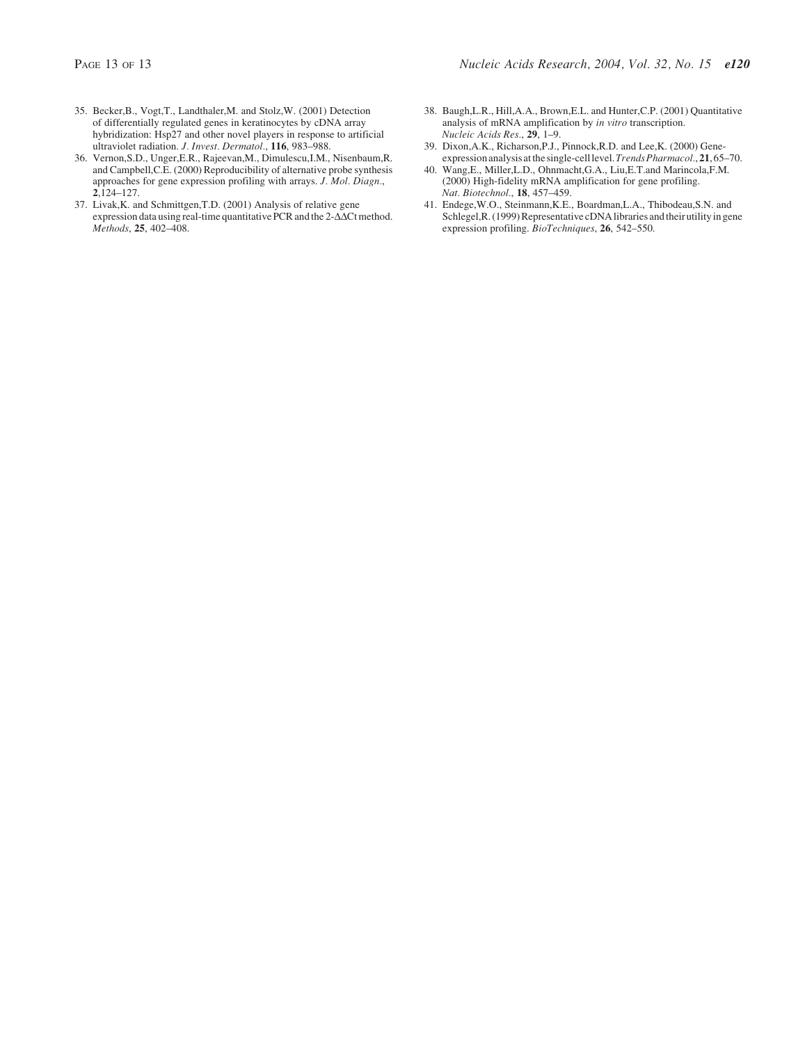35. Becker,B., Vogt,T., Landthaler,M. and Stolz,W. (2001) Detection of differentially regulated genes in keratinocytes by cDNA array hybridization: Hsp27 and other novel players in response to artificial ultraviolet radiation. *J. Invest. Dermatol.*, **116**, 983–988.
36. Vernon,S.D., Unger,E.R., Rajeevan,M., Dimulescu,I.M., Nisenbaum,R. and Campbell,C.E. (2000) Reproducibility of alternative probe synthesis approaches for gene expression profiling with arrays. *J. Mol. Diagn.*, **2**,124–127.
37. Livak,K. and Schmittgen,T.D. (2001) Analysis of relative gene expression data using real-time quantitative PCR and the 2-ΔΔCt method. *Methods*, **25**, 402–408.
38. Baugh,L.R., Hill,A.A., Brown,E.L. and Hunter,C.P. (2001) Quantitative analysis of mRNA amplification by *in vitro* transcription. *Nucleic Acids Res.*, **29**, 1–9.
39. Dixon,A.K., Richarson,P.J., Pinnock,R.D. and Lee,K. (2000) Gene-expression analysis at the single-cell level. *Trends Pharmacol.*, **21**, 65–70.
40. Wang,E., Miller,L.D., Ohnmacht,G.A., Liu,E.T.and Marincola,F.M. (2000) High-fidelity mRNA amplification for gene profiling. *Nat. Biotechnol.*, **18**, 457–459.
41. Endege,W.O., Steinmann,K.E., Boardman,L.A., Thibodeau,S.N. and Schlegel,R. (1999) Representative cDNA libraries and their utility in gene expression profiling. *BioTechniques*, **26**, 542–550.